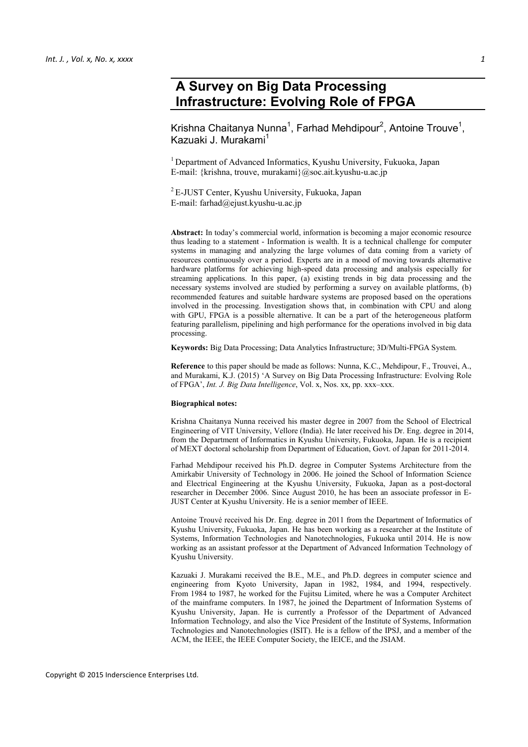# A Survey on Big Data Processing Infrastructure: Evolving Role of FPGA

Krishna Chaitanya Nunna[1], Farhad Mehdipour[2], Antoine Trouve[1], Kazuaki J. Murakami[1]

[1] Department of Advanced Informatics, Kyushu University, Fukuoka, Japan
E-mail: {krishna, trouve, murakami}@soc.ait.kyushu-u.ac.jp

[2] E-JUST Center, Kyushu University, Fukuoka, Japan
E-mail: farhad@ejust.kyushu-u.ac.jp

**Abstract:** In today's commercial world, information is becoming a major economic resource thus leading to a statement - Information is wealth. It is a technical challenge for computer systems in managing and analyzing the large volumes of data coming from a variety of resources continuously over a period. Experts are in a mood of moving towards alternative hardware platforms for achieving high-speed data processing and analysis especially for streaming applications. In this paper, (a) existing trends in big data processing and the necessary systems involved are studied by performing a survey on available platforms, (b) recommended features and suitable hardware systems are proposed based on the operations involved in the processing. Investigation shows that, in combination with CPU and along with GPU, FPGA is a possible alternative. It can be a part of the heterogeneous platform featuring parallelism, pipelining and high performance for the operations involved in big data processing.

**Keywords:** Big Data Processing; Data Analytics Infrastructure; 3D/Multi-FPGA System.

**Reference** to this paper should be made as follows: Nunna, K.C., Mehdipour, F., Trouvei, A., and Murakami, K.J. (2015) 'A Survey on Big Data Processing Infrastructure: Evolving Role of FPGA', *Int. J. Big Data Intelligence*, Vol. x, Nos. xx, pp. xxx–xxx.

**Biographical notes:**

Krishna Chaitanya Nunna received his master degree in 2007 from the School of Electrical Engineering of VIT University, Vellore (India). He later received his Dr. Eng. degree in 2014, from the Department of Informatics in Kyushu University, Fukuoka, Japan. He is a recipient of MEXT doctoral scholarship from Department of Education, Govt. of Japan for 2011-2014.

Farhad Mehdipour received his Ph.D. degree in Computer Systems Architecture from the Amirkabir University of Technology in 2006. He joined the School of Information Science and Electrical Engineering at the Kyushu University, Fukuoka, Japan as a post-doctoral researcher in December 2006. Since August 2010, he has been an associate professor in E-JUST Center at Kyushu University. He is a senior member of IEEE.

Antoine Trouvé received his Dr. Eng. degree in 2011 from the Department of Informatics of Kyushu University, Fukuoka, Japan. He has been working as a researcher at the Institute of Systems, Information Technologies and Nanotechnologies, Fukuoka until 2014. He is now working as an assistant professor at the Department of Advanced Information Technology of Kyushu University.

Kazuaki J. Murakami received the B.E., M.E., and Ph.D. degrees in computer science and engineering from Kyoto University, Japan in 1982, 1984, and 1994, respectively. From 1984 to 1987, he worked for the Fujitsu Limited, where he was a Computer Architect of the mainframe computers. In 1987, he joined the Department of Information Systems of Kyushu University, Japan. He is currently a Professor of the Department of Advanced Information Technology, and also the Vice President of the Institute of Systems, Information Technologies and Nanotechnologies (ISIT). He is a fellow of the IPSJ, and a member of the ACM, the IEEE, the IEEE Computer Society, the IEICE, and the JSIAM.

Copyright © 2015 Inderscience Enterprises Ltd.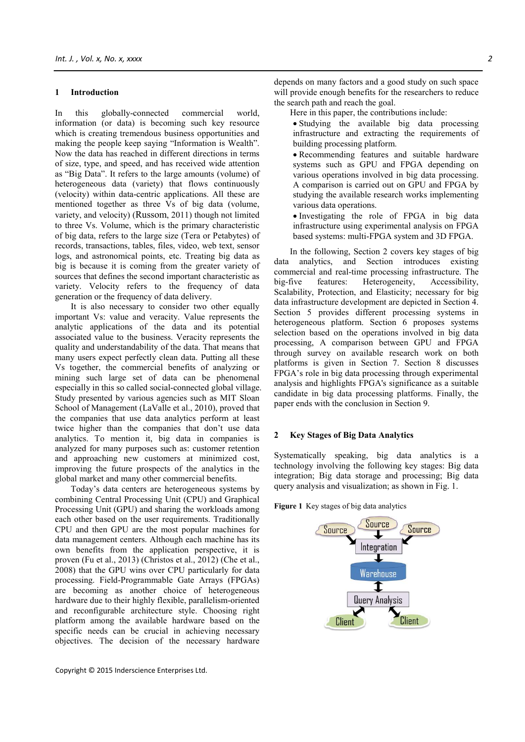## 1 Introduction

In this globally-connected commercial world, information (or data) is becoming such key resource which is creating tremendous business opportunities and making the people keep saying "Information is Wealth". Now the data has reached in different directions in terms of size, type, and speed, and has received wide attention as "Big Data". It refers to the large amounts (volume) of heterogeneous data (variety) that flows continuously (velocity) within data-centric applications. All these are mentioned together as three Vs of big data (volume, variety, and velocity) (Russom, 2011) though not limited to three Vs. Volume, which is the primary characteristic of big data, refers to the large size (Tera or Petabytes) of records, transactions, tables, files, video, web text, sensor logs, and astronomical points, etc. Treating big data as big is because it is coming from the greater variety of sources that defines the second important characteristic as variety. Velocity refers to the frequency of data generation or the frequency of data delivery.

It is also necessary to consider two other equally important Vs: value and veracity. Value represents the analytic applications of the data and its potential associated value to the business. Veracity represents the quality and understandability of the data. That means that many users expect perfectly clean data. Putting all these Vs together, the commercial benefits of analyzing or mining such large set of data can be phenomenal especially in this so called social-connected global village. Study presented by various agencies such as MIT Sloan School of Management (LaValle et al., 2010), proved that the companies that use data analytics perform at least twice higher than the companies that don't use data analytics. To mention it, big data in companies is analyzed for many purposes such as: customer retention and approaching new customers at minimized cost, improving the future prospects of the analytics in the global market and many other commercial benefits.

Today's data centers are heterogeneous systems by combining Central Processing Unit (CPU) and Graphical Processing Unit (GPU) and sharing the workloads among each other based on the user requirements. Traditionally CPU and then GPU are the most popular machines for data management centers. Although each machine has its own benefits from the application perspective, it is proven (Fu et al., 2013) (Christos et al., 2012) (Che et al., 2008) that the GPU wins over CPU particularly for data processing. Field-Programmable Gate Arrays (FPGAs) are becoming as another choice of heterogeneous hardware due to their highly flexible, parallelism-oriented and reconfigurable architecture style. Choosing right platform among the available hardware based on the specific needs can be crucial in achieving necessary objectives. The decision of the necessary hardware depends on many factors and a good study on such space will provide enough benefits for the researchers to reduce the search path and reach the goal.

Here in this paper, the contributions include:

- Studying the available big data processing infrastructure and extracting the requirements of building processing platform.
- Recommending features and suitable hardware systems such as GPU and FPGA depending on various operations involved in big data processing. A comparison is carried out on GPU and FPGA by studying the available research works implementing various data operations.
- Investigating the role of FPGA in big data infrastructure using experimental analysis on FPGA based systems: multi-FPGA system and 3D FPGA.

In the following, Section 2 covers key stages of big data analytics, and Section introduces existing commercial and real-time processing infrastructure. The big-five features: Heterogeneity, Accessibility, Scalability, Protection, and Elasticity; necessary for big data infrastructure development are depicted in Section 4. Section 5 provides different processing systems in heterogeneous platform. Section 6 proposes systems selection based on the operations involved in big data processing, A comparison between GPU and FPGA through survey on available research work on both platforms is given in Section 7. Section 8 discusses FPGA's role in big data processing through experimental analysis and highlights FPGA's significance as a suitable candidate in big data processing platforms. Finally, the paper ends with the conclusion in Section 9.

## 2 Key Stages of Big Data Analytics

Systematically speaking, big data analytics is a technology involving the following key stages: Big data integration; Big data storage and processing; Big data query analysis and visualization; as shown in Fig. 1.

**Figure 1** Key stages of big data analytics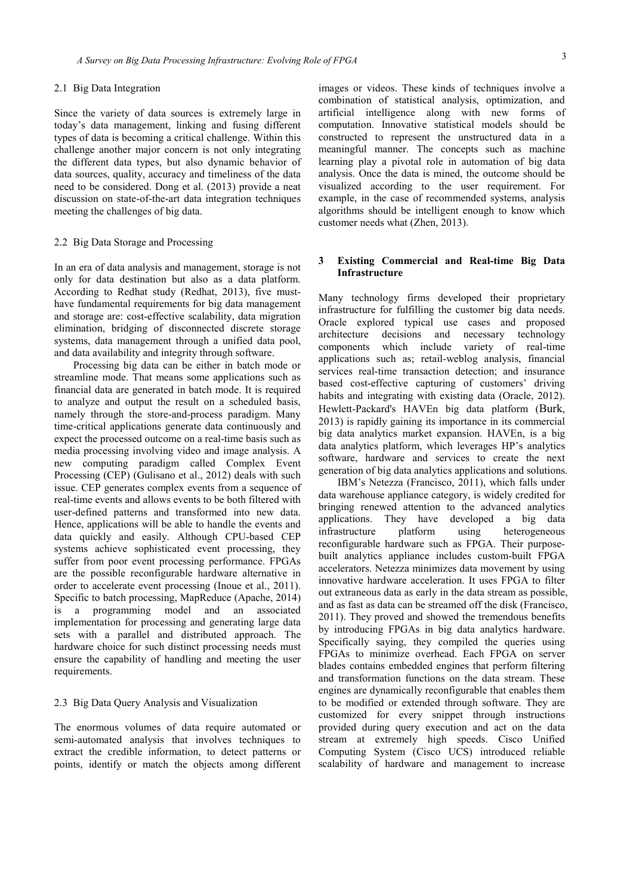### 2.1 Big Data Integration

Since the variety of data sources is extremely large in today's data management, linking and fusing different types of data is becoming a critical challenge. Within this challenge another major concern is not only integrating the different data types, but also dynamic behavior of data sources, quality, accuracy and timeliness of the data need to be considered. Dong et al. (2013) provide a neat discussion on state-of-the-art data integration techniques meeting the challenges of big data.

### 2.2 Big Data Storage and Processing

In an era of data analysis and management, storage is not only for data destination but also as a data platform. According to Redhat study (Redhat, 2013), five must-have fundamental requirements for big data management and storage are: cost-effective scalability, data migration elimination, bridging of disconnected discrete storage systems, data management through a unified data pool, and data availability and integrity through software.

Processing big data can be either in batch mode or streamline mode. That means some applications such as financial data are generated in batch mode. It is required to analyze and output the result on a scheduled basis, namely through the store-and-process paradigm. Many time-critical applications generate data continuously and expect the processed outcome on a real-time basis such as media processing involving video and image analysis. A new computing paradigm called Complex Event Processing (CEP) (Gulisano et al., 2012) deals with such issue. CEP generates complex events from a sequence of real-time events and allows events to be both filtered with user-defined patterns and transformed into new data. Hence, applications will be able to handle the events and data quickly and easily. Although CPU-based CEP systems achieve sophisticated event processing, they suffer from poor event processing performance. FPGAs are the possible reconfigurable hardware alternative in order to accelerate event processing (Inoue et al., 2011). Specific to batch processing, MapReduce (Apache, 2014) is a programming model and an associated implementation for processing and generating large data sets with a parallel and distributed approach. The hardware choice for such distinct processing needs must ensure the capability of handling and meeting the user requirements.

### 2.3 Big Data Query Analysis and Visualization

The enormous volumes of data require automated or semi-automated analysis that involves techniques to extract the credible information, to detect patterns or points, identify or match the objects among different images or videos. These kinds of techniques involve a combination of statistical analysis, optimization, and artificial intelligence along with new forms of computation. Innovative statistical models should be constructed to represent the unstructured data in a meaningful manner. The concepts such as machine learning play a pivotal role in automation of big data analysis. Once the data is mined, the outcome should be visualized according to the user requirement. For example, in the case of recommended systems, analysis algorithms should be intelligent enough to know which customer needs what (Zhen, 2013).

## 3 Existing Commercial and Real-time Big Data Infrastructure

Many technology firms developed their proprietary infrastructure for fulfilling the customer big data needs. Oracle explored typical use cases and proposed architecture decisions and necessary technology components which include variety of real-time applications such as; retail-weblog analysis, financial services real-time transaction detection; and insurance based cost-effective capturing of customers' driving habits and integrating with existing data (Oracle, 2012). Hewlett-Packard's HAVEn big data platform (Burk, 2013) is rapidly gaining its importance in its commercial big data analytics market expansion. HAVEn, is a big data analytics platform, which leverages HP's analytics software, hardware and services to create the next generation of big data analytics applications and solutions.

IBM's Netezza (Francisco, 2011), which falls under data warehouse appliance category, is widely credited for bringing renewed attention to the advanced analytics applications. They have developed a big data infrastructure platform using heterogeneous reconfigurable hardware such as FPGA. Their purpose-built analytics appliance includes custom-built FPGA accelerators. Netezza minimizes data movement by using innovative hardware acceleration. It uses FPGA to filter out extraneous data as early in the data stream as possible, and as fast as data can be streamed off the disk (Francisco, 2011). They proved and showed the tremendous benefits by introducing FPGAs in big data analytics hardware. Specifically saying, they compiled the queries using FPGAs to minimize overhead. Each FPGA on server blades contains embedded engines that perform filtering and transformation functions on the data stream. These engines are dynamically reconfigurable that enables them to be modified or extended through software. They are customized for every snippet through instructions provided during query execution and act on the data stream at extremely high speeds. Cisco Unified Computing System (Cisco UCS) introduced reliable scalability of hardware and management to increase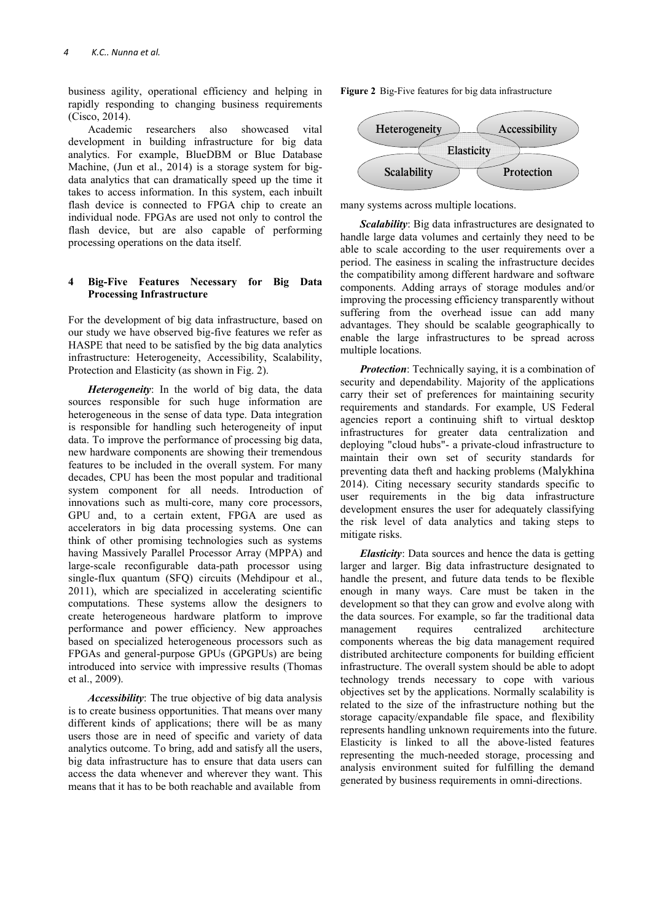business agility, operational efficiency and helping in rapidly responding to changing business requirements (Cisco, 2014).

Academic researchers also showcased vital development in building infrastructure for big data analytics. For example, BlueDBM or Blue Database Machine, (Jun et al., 2014) is a storage system for big-data analytics that can dramatically speed up the time it takes to access information. In this system, each inbuilt flash device is connected to FPGA chip to create an individual node. FPGAs are used not only to control the flash device, but are also capable of performing processing operations on the data itself.

## 4 Big-Five Features Necessary for Big Data Processing Infrastructure

For the development of big data infrastructure, based on our study we have observed big-five features we refer as HASPE that need to be satisfied by the big data analytics infrastructure: Heterogeneity, Accessibility, Scalability, Protection and Elasticity (as shown in Fig. 2).

***Heterogeneity***: In the world of big data, the data sources responsible for such huge information are heterogeneous in the sense of data type. Data integration is responsible for handling such heterogeneity of input data. To improve the performance of processing big data, new hardware components are showing their tremendous features to be included in the overall system. For many decades, CPU has been the most popular and traditional system component for all needs. Introduction of innovations such as multi-core, many core processors, GPU and, to a certain extent, FPGA are used as accelerators in big data processing systems. One can think of other promising technologies such as systems having Massively Parallel Processor Array (MPPA) and large-scale reconfigurable data-path processor using single-flux quantum (SFQ) circuits (Mehdipour et al., 2011), which are specialized in accelerating scientific computations. These systems allow the designers to create heterogeneous hardware platform to improve performance and power efficiency. New approaches based on specialized heterogeneous processors such as FPGAs and general-purpose GPUs (GPGPUs) are being introduced into service with impressive results (Thomas et al., 2009).

***Accessibility***: The true objective of big data analysis is to create business opportunities. That means over many different kinds of applications; there will be as many users those are in need of specific and variety of data analytics outcome. To bring, add and satisfy all the users, big data infrastructure has to ensure that data users can access the data whenever and wherever they want. This means that it has to be both reachable and available from many systems across multiple locations.

**Figure 2** Big-Five features for big data infrastructure

***Scalability***: Big data infrastructures are designated to handle large data volumes and certainly they need to be able to scale according to the user requirements over a period. The easiness in scaling the infrastructure decides the compatibility among different hardware and software components. Adding arrays of storage modules and/or improving the processing efficiency transparently without suffering from the overhead issue can add many advantages. They should be scalable geographically to enable the large infrastructures to be spread across multiple locations.

***Protection***: Technically saying, it is a combination of security and dependability. Majority of the applications carry their set of preferences for maintaining security requirements and standards. For example, US Federal agencies report a continuing shift to virtual desktop infrastructures for greater data centralization and deploying "cloud hubs"- a private-cloud infrastructure to maintain their own set of security standards for preventing data theft and hacking problems (Malykhina 2014). Citing necessary security standards specific to user requirements in the big data infrastructure development ensures the user for adequately classifying the risk level of data analytics and taking steps to mitigate risks.

***Elasticity***: Data sources and hence the data is getting larger and larger. Big data infrastructure designated to handle the present, and future data tends to be flexible enough in many ways. Care must be taken in the development so that they can grow and evolve along with the data sources. For example, so far the traditional data management requires centralized architecture components whereas the big data management required distributed architecture components for building efficient infrastructure. The overall system should be able to adopt technology trends necessary to cope with various objectives set by the applications. Normally scalability is related to the size of the infrastructure nothing but the storage capacity/expandable file space, and flexibility represents handling unknown requirements into the future. Elasticity is linked to all the above-listed features representing the much-needed storage, processing and analysis environment suited for fulfilling the demand generated by business requirements in omni-directions.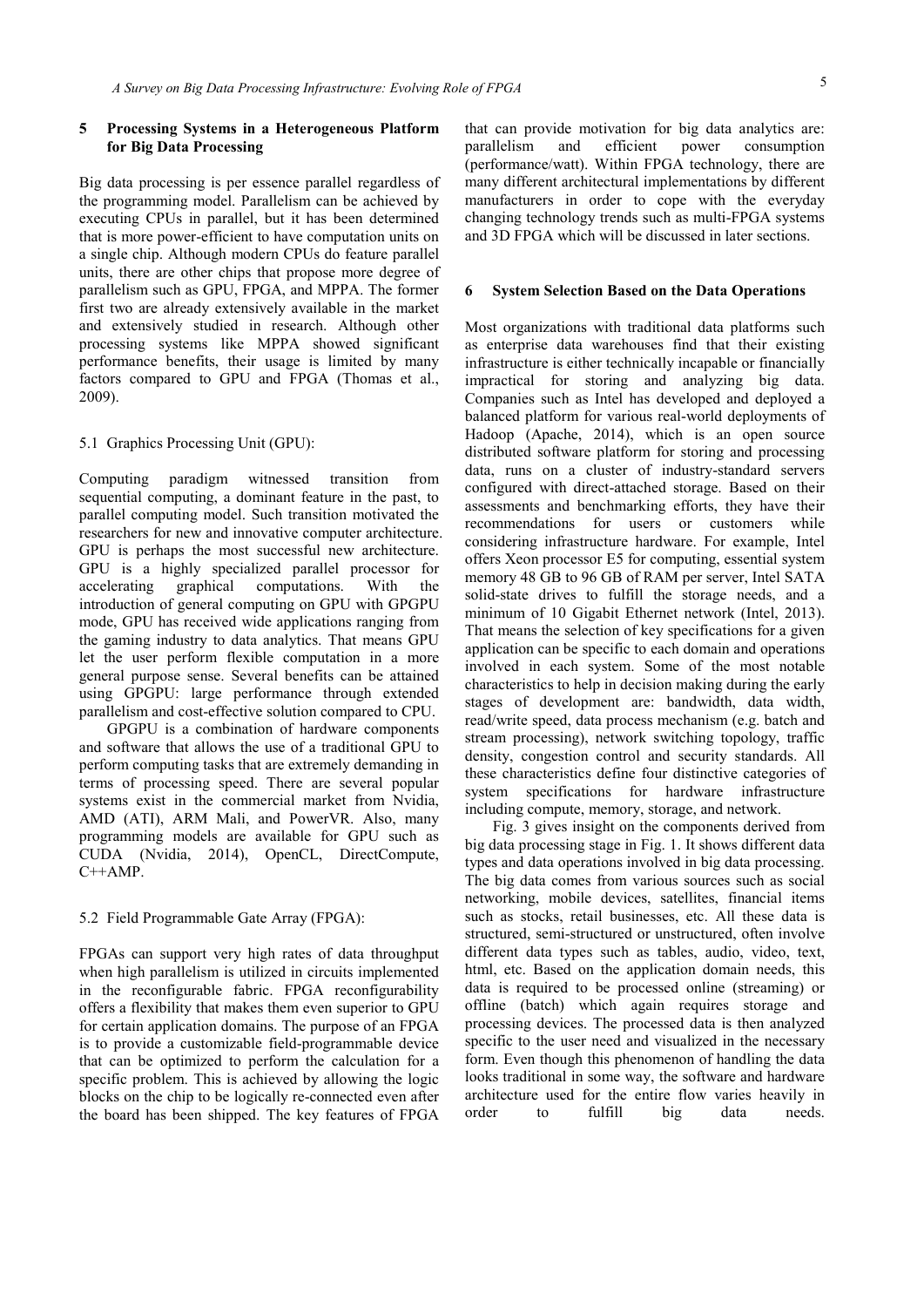## 5 Processing Systems in a Heterogeneous Platform for Big Data Processing

Big data processing is per essence parallel regardless of the programming model. Parallelism can be achieved by executing CPUs in parallel, but it has been determined that is more power-efficient to have computation units on a single chip. Although modern CPUs do feature parallel units, there are other chips that propose more degree of parallelism such as GPU, FPGA, and MPPA. The former first two are already extensively available in the market and extensively studied in research. Although other processing systems like MPPA showed significant performance benefits, their usage is limited by many factors compared to GPU and FPGA (Thomas et al., 2009).

### 5.1 Graphics Processing Unit (GPU):

Computing paradigm witnessed transition from sequential computing, a dominant feature in the past, to parallel computing model. Such transition motivated the researchers for new and innovative computer architecture. GPU is perhaps the most successful new architecture. GPU is a highly specialized parallel processor for accelerating graphical computations. With the introduction of general computing on GPU with GPGPU mode, GPU has received wide applications ranging from the gaming industry to data analytics. That means GPU let the user perform flexible computation in a more general purpose sense. Several benefits can be attained using GPGPU: large performance through extended parallelism and cost-effective solution compared to CPU.

GPGPU is a combination of hardware components and software that allows the use of a traditional GPU to perform computing tasks that are extremely demanding in terms of processing speed. There are several popular systems exist in the commercial market from Nvidia, AMD (ATI), ARM Mali, and PowerVR. Also, many programming models are available for GPU such as CUDA (Nvidia, 2014), OpenCL, DirectCompute, C++AMP.

### 5.2 Field Programmable Gate Array (FPGA):

FPGAs can support very high rates of data throughput when high parallelism is utilized in circuits implemented in the reconfigurable fabric. FPGA reconfigurability offers a flexibility that makes them even superior to GPU for certain application domains. The purpose of an FPGA is to provide a customizable field-programmable device that can be optimized to perform the calculation for a specific problem. This is achieved by allowing the logic blocks on the chip to be logically re-connected even after the board has been shipped. The key features of FPGA that can provide motivation for big data analytics are: parallelism and efficient power consumption (performance/watt). Within FPGA technology, there are many different architectural implementations by different manufacturers in order to cope with the everyday changing technology trends such as multi-FPGA systems and 3D FPGA which will be discussed in later sections.

## 6 System Selection Based on the Data Operations

Most organizations with traditional data platforms such as enterprise data warehouses find that their existing infrastructure is either technically incapable or financially impractical for storing and analyzing big data. Companies such as Intel has developed and deployed a balanced platform for various real-world deployments of Hadoop (Apache, 2014), which is an open source distributed software platform for storing and processing data, runs on a cluster of industry-standard servers configured with direct-attached storage. Based on their assessments and benchmarking efforts, they have their recommendations for users or customers while considering infrastructure hardware. For example, Intel offers Xeon processor E5 for computing, essential system memory 48 GB to 96 GB of RAM per server, Intel SATA solid-state drives to fulfill the storage needs, and a minimum of 10 Gigabit Ethernet network (Intel, 2013). That means the selection of key specifications for a given application can be specific to each domain and operations involved in each system. Some of the most notable characteristics to help in decision making during the early stages of development are: bandwidth, data width, read/write speed, data process mechanism (e.g. batch and stream processing), network switching topology, traffic density, congestion control and security standards. All these characteristics define four distinctive categories of system specifications for hardware infrastructure including compute, memory, storage, and network.

Fig. 3 gives insight on the components derived from big data processing stage in Fig. 1. It shows different data types and data operations involved in big data processing. The big data comes from various sources such as social networking, mobile devices, satellites, financial items such as stocks, retail businesses, etc. All these data is structured, semi-structured or unstructured, often involve different data types such as tables, audio, video, text, html, etc. Based on the application domain needs, this data is required to be processed online (streaming) or offline (batch) which again requires storage and processing devices. The processed data is then analyzed specific to the user need and visualized in the necessary form. Even though this phenomenon of handling the data looks traditional in some way, the software and hardware architecture used for the entire flow varies heavily in order to fulfill big data needs.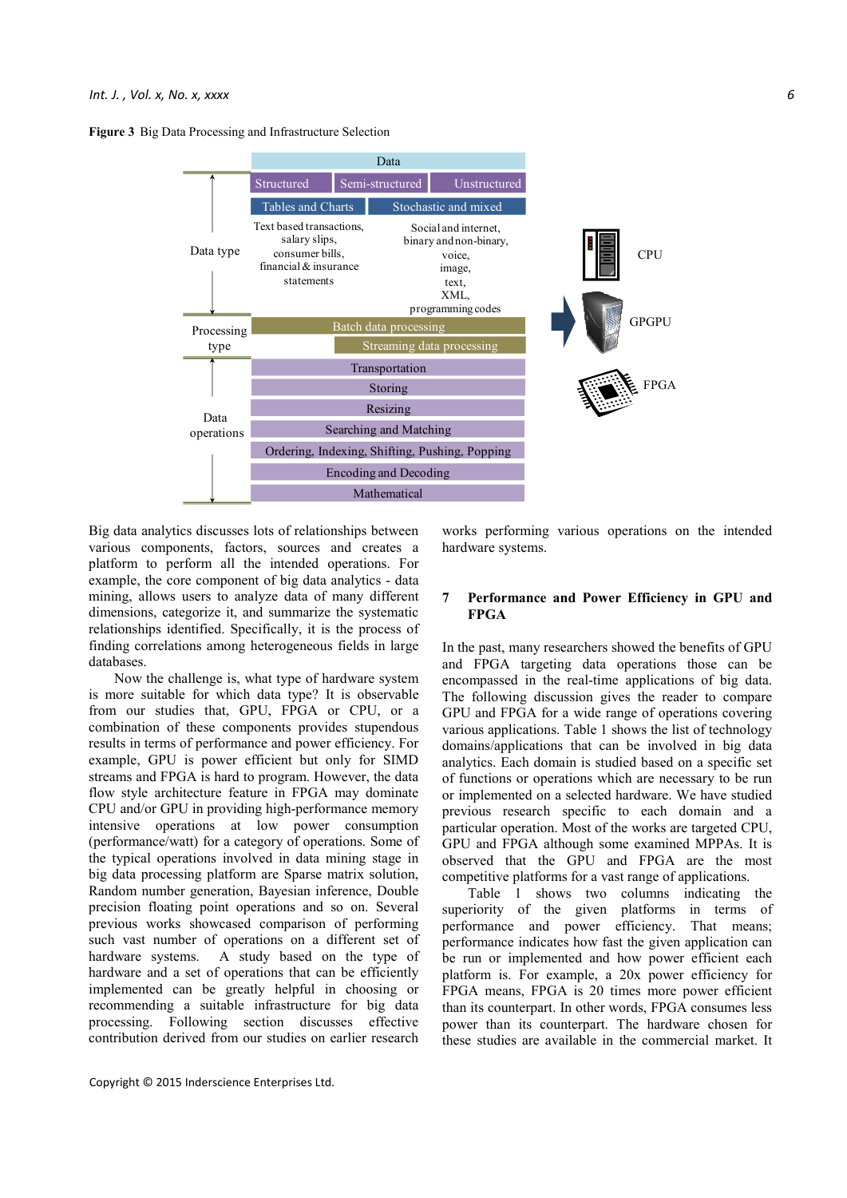**Figure 3** Big Data Processing and Infrastructure Selection

Big data analytics discusses lots of relationships between various components, factors, sources and creates a platform to perform all the intended operations. For example, the core component of big data analytics - data mining, allows users to analyze data of many different dimensions, categorize it, and summarize the systematic relationships identified. Specifically, it is the process of finding correlations among heterogeneous fields in large databases.

Now the challenge is, what type of hardware system is more suitable for which data type? It is observable from our studies that, GPU, FPGA or CPU, or a combination of these components provides stupendous results in terms of performance and power efficiency. For example, GPU is power efficient but only for SIMD streams and FPGA is hard to program. However, the data flow style architecture feature in FPGA may dominate CPU and/or GPU in providing high-performance memory intensive operations at low power consumption (performance/watt) for a category of operations. Some of the typical operations involved in data mining stage in big data processing platform are Sparse matrix solution, Random number generation, Bayesian inference, Double precision floating point operations and so on. Several previous works showcased comparison of performing such vast number of operations on a different set of hardware systems. A study based on the type of hardware and a set of operations that can be efficiently implemented can be greatly helpful in choosing or recommending a suitable infrastructure for big data processing. Following section discusses effective contribution derived from our studies on earlier research works performing various operations on the intended hardware systems.

## 7 Performance and Power Efficiency in GPU and FPGA

In the past, many researchers showed the benefits of GPU and FPGA targeting data operations those can be encompassed in the real-time applications of big data. The following discussion gives the reader to compare GPU and FPGA for a wide range of operations covering various applications. Table 1 shows the list of technology domains/applications that can be involved in big data analytics. Each domain is studied based on a specific set of functions or operations which are necessary to be run or implemented on a selected hardware. We have studied previous research specific to each domain and a particular operation. Most of the works are targeted CPU, GPU and FPGA although some examined MPPAs. It is observed that the GPU and FPGA are the most competitive platforms for a vast range of applications.

Table 1 shows two columns indicating the superiority of the given platforms in terms of performance and power efficiency. That means; performance indicates how fast the given application can be run or implemented and how power efficient each platform is. For example, a 20x power efficiency for FPGA means, FPGA is 20 times more power efficient than its counterpart. In other words, FPGA consumes less power than its counterpart. The hardware chosen for these studies are available in the commercial market. It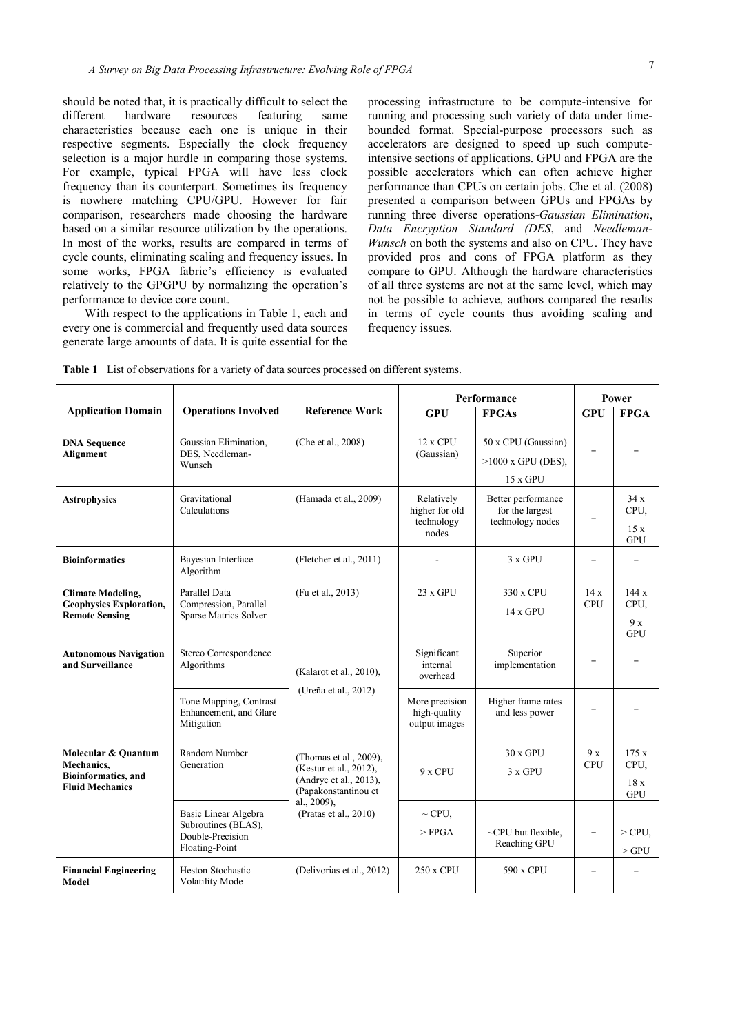should be noted that, it is practically difficult to select the different hardware resources featuring same characteristics because each one is unique in their respective segments. Especially the clock frequency selection is a major hurdle in comparing those systems. For example, typical FPGA will have less clock frequency than its counterpart. Sometimes its frequency is nowhere matching CPU/GPU. However for fair comparison, researchers made choosing the hardware based on a similar resource utilization by the operations. In most of the works, results are compared in terms of cycle counts, eliminating scaling and frequency issues. In some works, FPGA fabric's efficiency is evaluated relatively to the GPGPU by normalizing the operation's performance to device core count.

With respect to the applications in Table 1, each and every one is commercial and frequently used data sources generate large amounts of data. It is quite essential for the processing infrastructure to be compute-intensive for running and processing such variety of data under time-bounded format. Special-purpose processors such as accelerators are designed to speed up such compute-intensive sections of applications. GPU and FPGA are the possible accelerators which can often achieve higher performance than CPUs on certain jobs. Che et al. (2008) presented a comparison between GPUs and FPGAs by running three diverse operations-*Gaussian Elimination*, *Data Encryption Standard (DES*, and *Needleman-Wunsch* on both the systems and also on CPU. They have provided pros and cons of FPGA platform as they compare to GPU. Although the hardware characteristics of all three systems are not at the same level, which may not be possible to achieve, authors compared the results in terms of cycle counts thus avoiding scaling and frequency issues.

**Table 1** List of observations for a variety of data sources processed on different systems.

| Application Domain | Operations Involved | Reference Work | Performance | | Power | |
|---|---|---|---|---|---|---|
| | | | GPU | FPGAs | GPU | FPGA |
| **DNA Sequence Alignment** | Gaussian Elimination, DES, Needleman-Wunsch | (Che et al., 2008) | 12 x CPU (Gaussian) | 50 x CPU (Gaussian) >1000 x GPU (DES), 15 x GPU | – | – |
| **Astrophysics** | Gravitational Calculations | (Hamada et al., 2009) | Relatively higher for old technology nodes | Better performance for the largest technology nodes | – | 34 x CPU, 15 x GPU |
| **Bioinformatics** | Bayesian Interface Algorithm | (Fletcher et al., 2011) | - | 3 x GPU | – | – |
| **Climate Modeling, Geophysics Exploration, Remote Sensing** | Parallel Data Compression, Parallel Sparse Matrics Solver | (Fu et al., 2013) | 23 x GPU | 330 x CPU 14 x GPU | 14 x CPU | 144 x CPU, 9 x GPU |
| **Autonomous Navigation and Surveillance** | Stereo Correspondence Algorithms | (Kalarot et al., 2010), (Ureña et al., 2012) | Significant internal overhead | Superior implementation | – | – |
| | Tone Mapping, Contrast Enhancement, and Glare Mitigation | | More precision high-quality output images | Higher frame rates and less power | – | – |
| **Molecular & Quantum Mechanics, Bioinformatics, and Fluid Mechanics** | Random Number Generation | (Thomas et al., 2009), (Kestur et al., 2012), (Andryc et al., 2013), (Papakonstantinou et al., 2009), (Pratas et al., 2010) | 9 x CPU | 30 x GPU 3 x GPU | 9 x CPU | 175 x CPU, 18 x GPU |
| | Basic Linear Algebra Subroutines (BLAS), Double-Precision Floating-Point | | ~ CPU, > FPGA | ~CPU but flexible, Reaching GPU | – | > CPU, > GPU |
| **Financial Engineering Model** | Heston Stochastic Volatility Mode | (Delivorias et al., 2012) | 250 x CPU | 590 x CPU | – | – |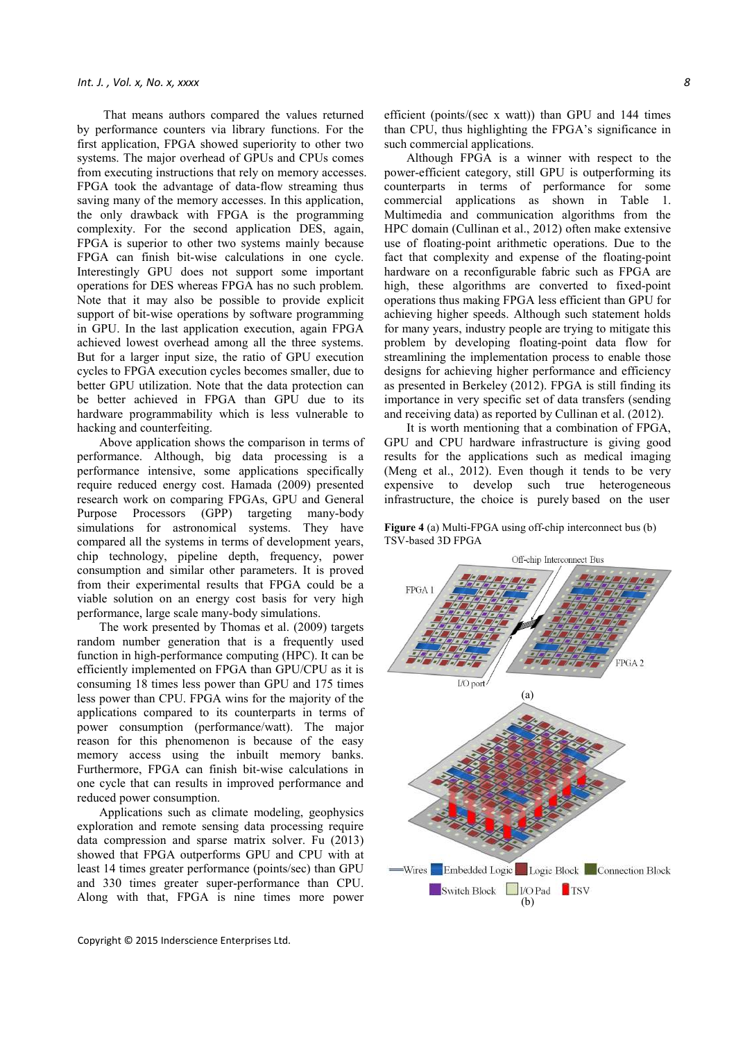That means authors compared the values returned by performance counters via library functions. For the first application, FPGA showed superiority to other two systems. The major overhead of GPUs and CPUs comes from executing instructions that rely on memory accesses. FPGA took the advantage of data-flow streaming thus saving many of the memory accesses. In this application, the only drawback with FPGA is the programming complexity. For the second application DES, again, FPGA is superior to other two systems mainly because FPGA can finish bit-wise calculations in one cycle. Interestingly GPU does not support some important operations for DES whereas FPGA has no such problem. Note that it may also be possible to provide explicit support of bit-wise operations by software programming in GPU. In the last application execution, again FPGA achieved lowest overhead among all the three systems. But for a larger input size, the ratio of GPU execution cycles to FPGA execution cycles becomes smaller, due to better GPU utilization. Note that the data protection can be better achieved in FPGA than GPU due to its hardware programmability which is less vulnerable to hacking and counterfeiting.

Above application shows the comparison in terms of performance. Although, big data processing is a performance intensive, some applications specifically require reduced energy cost. Hamada (2009) presented research work on comparing FPGAs, GPU and General Purpose Processors (GPP) targeting many-body simulations for astronomical systems. They have compared all the systems in terms of development years, chip technology, pipeline depth, frequency, power consumption and similar other parameters. It is proved from their experimental results that FPGA could be a viable solution on an energy cost basis for very high performance, large scale many-body simulations.

The work presented by Thomas et al. (2009) targets random number generation that is a frequently used function in high-performance computing (HPC). It can be efficiently implemented on FPGA than GPU/CPU as it is consuming 18 times less power than GPU and 175 times less power than CPU. FPGA wins for the majority of the applications compared to its counterparts in terms of power consumption (performance/watt). The major reason for this phenomenon is because of the easy memory access using the inbuilt memory banks. Furthermore, FPGA can finish bit-wise calculations in one cycle that can results in improved performance and reduced power consumption.

Applications such as climate modeling, geophysics exploration and remote sensing data processing require data compression and sparse matrix solver. Fu (2013) showed that FPGA outperforms GPU and CPU with at least 14 times greater performance (points/sec) than GPU and 330 times greater super-performance than CPU. Along with that, FPGA is nine times more power efficient (points/(sec x watt)) than GPU and 144 times than CPU, thus highlighting the FPGA's significance in such commercial applications.

Although FPGA is a winner with respect to the power-efficient category, still GPU is outperforming its counterparts in terms of performance for some commercial applications as shown in Table 1. Multimedia and communication algorithms from the HPC domain (Cullinan et al., 2012) often make extensive use of floating-point arithmetic operations. Due to the fact that complexity and expense of the floating-point hardware on a reconfigurable fabric such as FPGA are high, these algorithms are converted to fixed-point operations thus making FPGA less efficient than GPU for achieving higher speeds. Although such statement holds for many years, industry people are trying to mitigate this problem by developing floating-point data flow for streamlining the implementation process to enable those designs for achieving higher performance and efficiency as presented in Berkeley (2012). FPGA is still finding its importance in very specific set of data transfers (sending and receiving data) as reported by Cullinan et al. (2012).

It is worth mentioning that a combination of FPGA, GPU and CPU hardware infrastructure is giving good results for the applications such as medical imaging (Meng et al., 2012). Even though it tends to be very expensive to develop such true heterogeneous infrastructure, the choice is purely based on the user

**Figure 4** (a) Multi-FPGA using off-chip interconnect bus (b) TSV-based 3D FPGA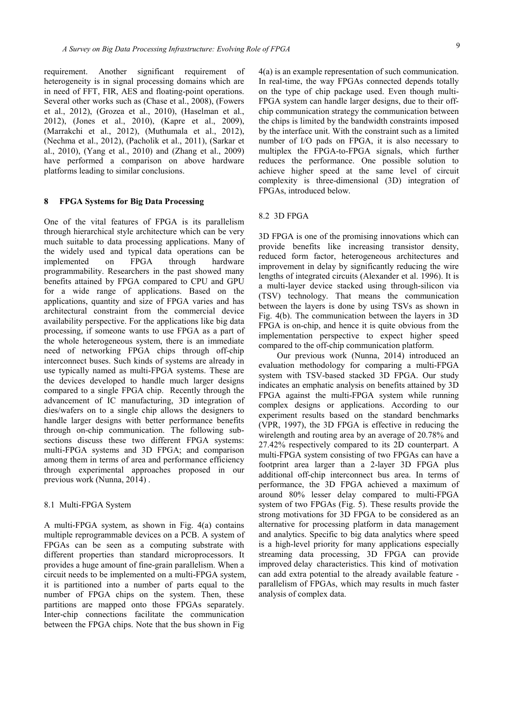requirement. Another significant requirement of heterogeneity is in signal processing domains which are in need of FFT, FIR, AES and floating-point operations. Several other works such as (Chase et al., 2008), (Fowers et al., 2012), (Grozea et al., 2010), (Haselman et al., 2012), (Jones et al., 2010), (Kapre et al., 2009), (Marrakchi et al., 2012), (Muthumala et al., 2012), (Nechma et al., 2012), (Pacholik et al., 2011), (Sarkar et al., 2010), (Yang et al., 2010) and (Zhang et al., 2009) have performed a comparison on above hardware platforms leading to similar conclusions.

## 8 FPGA Systems for Big Data Processing

One of the vital features of FPGA is its parallelism through hierarchical style architecture which can be very much suitable to data processing applications. Many of the widely used and typical data operations can be implemented on FPGA through hardware programmability. Researchers in the past showed many benefits attained by FPGA compared to CPU and GPU for a wide range of applications. Based on the applications, quantity and size of FPGA varies and has architectural constraint from the commercial device availability perspective. For the applications like big data processing, if someone wants to use FPGA as a part of the whole heterogeneous system, there is an immediate need of networking FPGA chips through off-chip interconnect buses. Such kinds of systems are already in use typically named as multi-FPGA systems. These are the devices developed to handle much larger designs compared to a single FPGA chip. Recently through the advancement of IC manufacturing, 3D integration of dies/wafers on to a single chip allows the designers to handle larger designs with better performance benefits through on-chip communication. The following sub-sections discuss these two different FPGA systems: multi-FPGA systems and 3D FPGA; and comparison among them in terms of area and performance efficiency through experimental approaches proposed in our previous work (Nunna, 2014) .

### 8.1 Multi-FPGA System

A multi-FPGA system, as shown in Fig. 4(a) contains multiple reprogrammable devices on a PCB. A system of FPGAs can be seen as a computing substrate with different properties than standard microprocessors. It provides a huge amount of fine-grain parallelism. When a circuit needs to be implemented on a multi-FPGA system, it is partitioned into a number of parts equal to the number of FPGA chips on the system. Then, these partitions are mapped onto those FPGAs separately. Inter-chip connections facilitate the communication between the FPGA chips. Note that the bus shown in Fig 4(a) is an example representation of such communication. In real-time, the way FPGAs connected depends totally on the type of chip package used. Even though multi-FPGA system can handle larger designs, due to their off-chip communication strategy the communication between the chips is limited by the bandwidth constraints imposed by the interface unit. With the constraint such as a limited number of I/O pads on FPGA, it is also necessary to multiplex the FPGA-to-FPGA signals, which further reduces the performance. One possible solution to achieve higher speed at the same level of circuit complexity is three-dimensional (3D) integration of FPGAs, introduced below.

### 8.2 3D FPGA

3D FPGA is one of the promising innovations which can provide benefits like increasing transistor density, reduced form factor, heterogeneous architectures and improvement in delay by significantly reducing the wire lengths of integrated circuits (Alexander et al. 1996). It is a multi-layer device stacked using through-silicon via (TSV) technology. That means the communication between the layers is done by using TSVs as shown in Fig. 4(b). The communication between the layers in 3D FPGA is on-chip, and hence it is quite obvious from the implementation perspective to expect higher speed compared to the off-chip communication platform.

Our previous work (Nunna, 2014) introduced an evaluation methodology for comparing a multi-FPGA system with TSV-based stacked 3D FPGA. Our study indicates an emphatic analysis on benefits attained by 3D FPGA against the multi-FPGA system while running complex designs or applications. According to our experiment results based on the standard benchmarks (VPR, 1997), the 3D FPGA is effective in reducing the wirelength and routing area by an average of 20.78% and 27.42% respectively compared to its 2D counterpart. A multi-FPGA system consisting of two FPGAs can have a footprint area larger than a 2-layer 3D FPGA plus additional off-chip interconnect bus area. In terms of performance, the 3D FPGA achieved a maximum of around 80% lesser delay compared to multi-FPGA system of two FPGAs (Fig. 5). These results provide the strong motivations for 3D FPGA to be considered as an alternative for processing platform in data management and analytics. Specific to big data analytics where speed is a high-level priority for many applications especially streaming data processing, 3D FPGA can provide improved delay characteristics. This kind of motivation can add extra potential to the already available feature - parallelism of FPGAs, which may results in much faster analysis of complex data.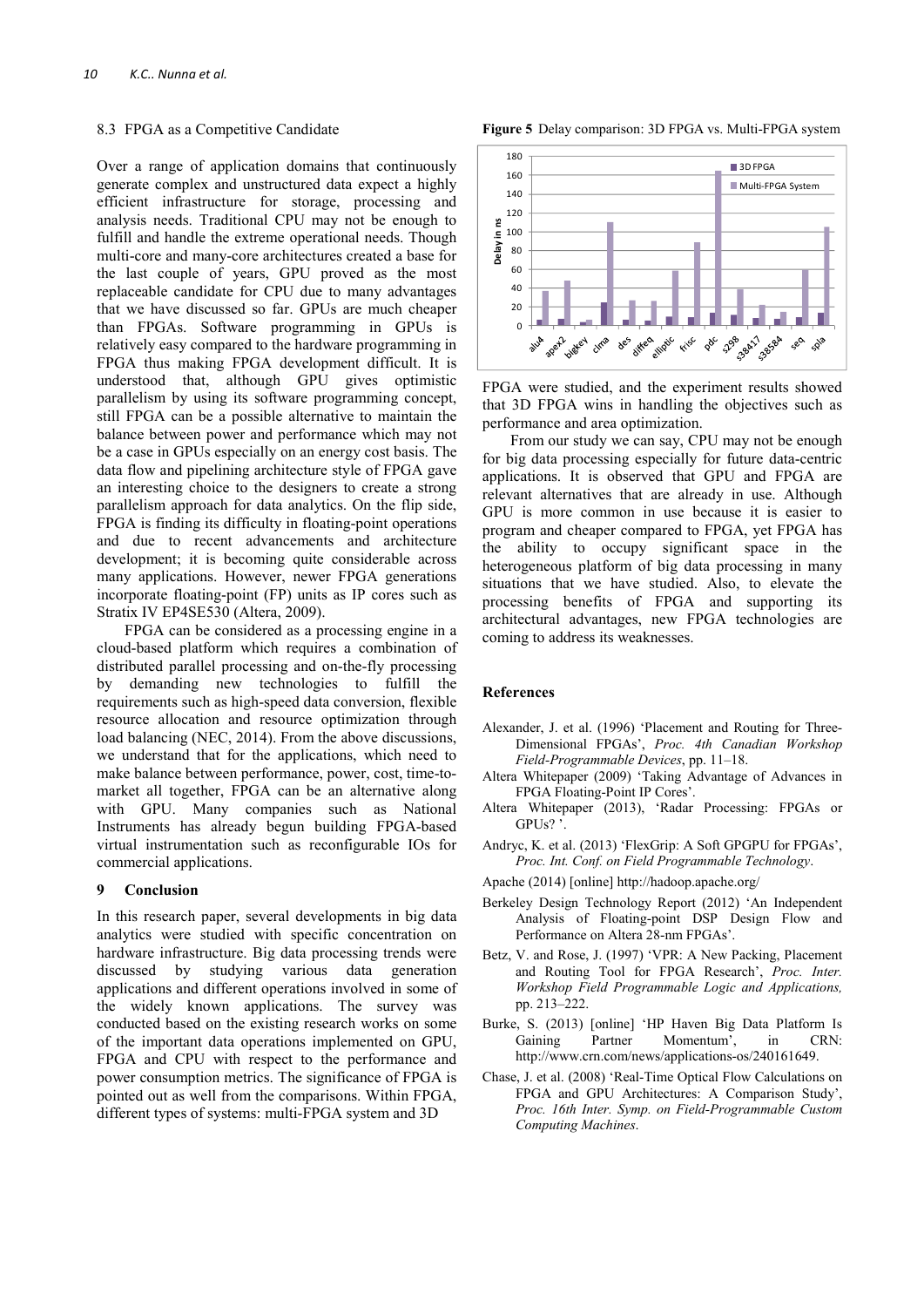### 8.3 FPGA as a Competitive Candidate

Over a range of application domains that continuously generate complex and unstructured data expect a highly efficient infrastructure for storage, processing and analysis needs. Traditional CPU may not be enough to fulfill and handle the extreme operational needs. Though multi-core and many-core architectures created a base for the last couple of years, GPU proved as the most replaceable candidate for CPU due to many advantages that we have discussed so far. GPUs are much cheaper than FPGAs. Software programming in GPUs is relatively easy compared to the hardware programming in FPGA thus making FPGA development difficult. It is understood that, although GPU gives optimistic parallelism by using its software programming concept, still FPGA can be a possible alternative to maintain the balance between power and performance which may not be a case in GPUs especially on an energy cost basis. The data flow and pipelining architecture style of FPGA gave an interesting choice to the designers to create a strong parallelism approach for data analytics. On the flip side, FPGA is finding its difficulty in floating-point operations and due to recent advancements and architecture development; it is becoming quite considerable across many applications. However, newer FPGA generations incorporate floating-point (FP) units as IP cores such as Stratix IV EP4SE530 (Altera, 2009).

FPGA can be considered as a processing engine in a cloud-based platform which requires a combination of distributed parallel processing and on-the-fly processing by demanding new technologies to fulfill the requirements such as high-speed data conversion, flexible resource allocation and resource optimization through load balancing (NEC, 2014). From the above discussions, we understand that for the applications, which need to make balance between performance, power, cost, time-to-market all together, FPGA can be an alternative along with GPU. Many companies such as National Instruments has already begun building FPGA-based virtual instrumentation such as reconfigurable IOs for commercial applications.

## 9 Conclusion

In this research paper, several developments in big data analytics were studied with specific concentration on hardware infrastructure. Big data processing trends were discussed by studying various data generation applications and different operations involved in some of the widely known applications. The survey was conducted based on the existing research works on some of the important data operations implemented on GPU, FPGA and CPU with respect to the performance and power consumption metrics. The significance of FPGA is pointed out as well from the comparisons. Within FPGA, different types of systems: multi-FPGA system and 3D FPGA were studied, and the experiment results showed that 3D FPGA wins in handling the objectives such as performance and area optimization.

**Figure 5** Delay comparison: 3D FPGA vs. Multi-FPGA system

Delay in ns
0
20
40
60
80
100
120
140
160
180

3D FPGA
Multi-FPGA System

alu4, apex2, bigkey, clma, des, diffeq, elliptic, frisc, pdc, s298, s38417, s38584, seq, spla

From our study we can say, CPU may not be enough for big data processing especially for future data-centric applications. It is observed that GPU and FPGA are relevant alternatives that are already in use. Although GPU is more common in use because it is easier to program and cheaper compared to FPGA, yet FPGA has the ability to occupy significant space in the heterogeneous platform of big data processing in many situations that we have studied. Also, to elevate the processing benefits of FPGA and supporting its architectural advantages, new FPGA technologies are coming to address its weaknesses.

## References

Alexander, J. et al. (1996) 'Placement and Routing for Three-Dimensional FPGAs', *Proc. 4th Canadian Workshop Field-Programmable Devices*, pp. 11–18.

Altera Whitepaper (2009) 'Taking Advantage of Advances in FPGA Floating-Point IP Cores'.

Altera Whitepaper (2013), 'Radar Processing: FPGAs or GPUs? '.

Andryc, K. et al. (2013) 'FlexGrip: A Soft GPGPU for FPGAs', *Proc. Int. Conf. on Field Programmable Technology*.

Apache (2014) [online] http://hadoop.apache.org/

Berkeley Design Technology Report (2012) 'An Independent Analysis of Floating-point DSP Design Flow and Performance on Altera 28-nm FPGAs'.

Betz, V. and Rose, J. (1997) 'VPR: A New Packing, Placement and Routing Tool for FPGA Research', *Proc. Inter. Workshop Field Programmable Logic and Applications,* pp. 213–222.

Burke, S. (2013) [online] 'HP Haven Big Data Platform Is Gaining Partner Momentum', in CRN: http://www.crn.com/news/applications-os/240161649.

Chase, J. et al. (2008) 'Real-Time Optical Flow Calculations on FPGA and GPU Architectures: A Comparison Study', *Proc. 16th Inter. Symp. on Field-Programmable Custom Computing Machines*.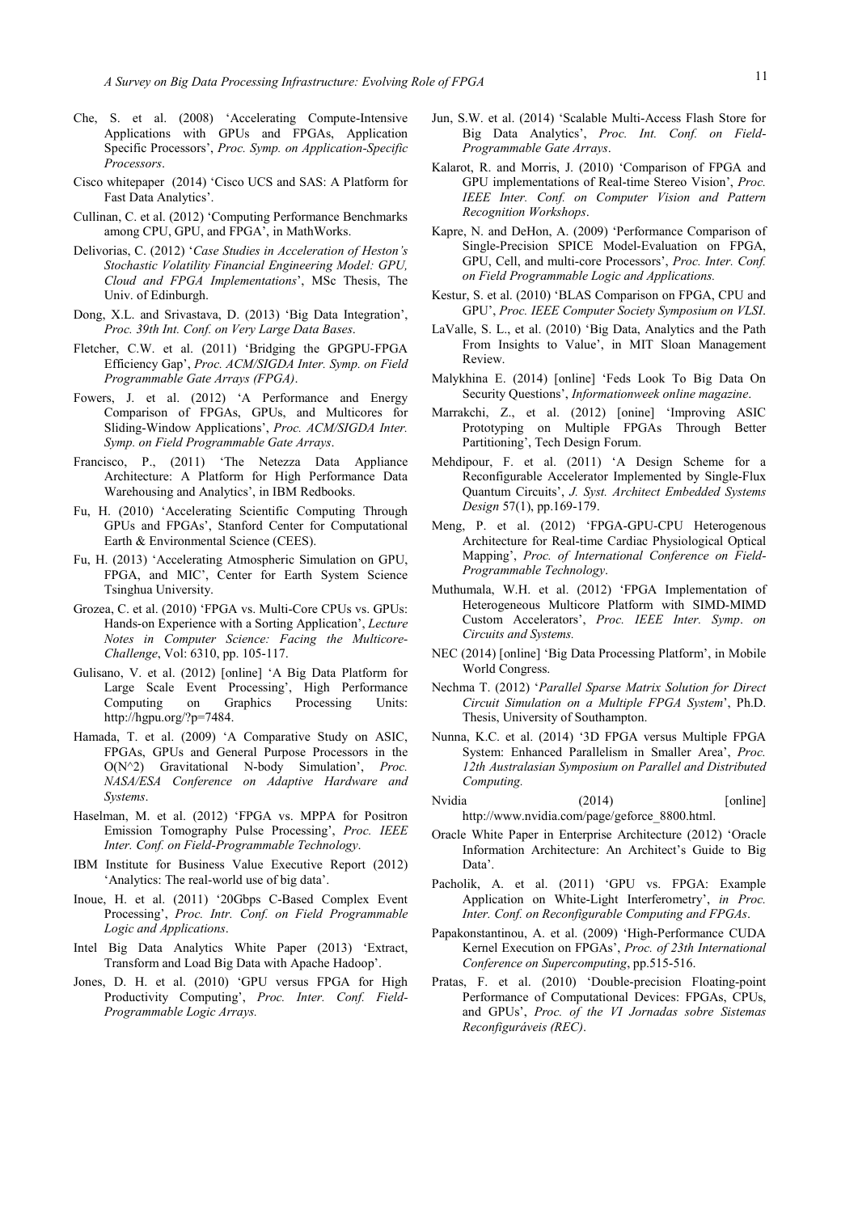Che, S. et al. (2008) 'Accelerating Compute-Intensive Applications with GPUs and FPGAs, Application Specific Processors', *Proc. Symp. on Application-Specific Processors*.

Cisco whitepaper (2014) 'Cisco UCS and SAS: A Platform for Fast Data Analytics'.

Cullinan, C. et al. (2012) 'Computing Performance Benchmarks among CPU, GPU, and FPGA', in MathWorks.

Delivorias, C. (2012) '*Case Studies in Acceleration of Heston's Stochastic Volatility Financial Engineering Model: GPU, Cloud and FPGA Implementations*', MSc Thesis, The Univ. of Edinburgh.

Dong, X.L. and Srivastava, D. (2013) 'Big Data Integration', *Proc. 39th Int. Conf. on Very Large Data Bases*.

Fletcher, C.W. et al. (2011) 'Bridging the GPGPU-FPGA Efficiency Gap', *Proc. ACM/SIGDA Inter. Symp. on Field Programmable Gate Arrays (FPGA)*.

Fowers, J. et al. (2012) 'A Performance and Energy Comparison of FPGAs, GPUs, and Multicores for Sliding-Window Applications', *Proc. ACM/SIGDA Inter. Symp. on Field Programmable Gate Arrays*.

Francisco, P., (2011) 'The Netezza Data Appliance Architecture: A Platform for High Performance Data Warehousing and Analytics', in IBM Redbooks.

Fu, H. (2010) 'Accelerating Scientific Computing Through GPUs and FPGAs', Stanford Center for Computational Earth & Environmental Science (CEES).

Fu, H. (2013) 'Accelerating Atmospheric Simulation on GPU, FPGA, and MIC', Center for Earth System Science Tsinghua University.

Grozea, C. et al. (2010) 'FPGA vs. Multi-Core CPUs vs. GPUs: Hands-on Experience with a Sorting Application', *Lecture Notes in Computer Science: Facing the Multicore-Challenge*, Vol: 6310, pp. 105-117.

Gulisano, V. et al. (2012) [online] 'A Big Data Platform for Large Scale Event Processing', High Performance Computing on Graphics Processing Units: http://hgpu.org/?p=7484.

Hamada, T. et al. (2009) 'A Comparative Study on ASIC, FPGAs, GPUs and General Purpose Processors in the O(N^2) Gravitational N-body Simulation', *Proc. NASA/ESA Conference on Adaptive Hardware and Systems*.

Haselman, M. et al. (2012) 'FPGA vs. MPPA for Positron Emission Tomography Pulse Processing', *Proc. IEEE Inter. Conf. on Field-Programmable Technology*.

IBM Institute for Business Value Executive Report (2012) 'Analytics: The real-world use of big data'.

Inoue, H. et al. (2011) '20Gbps C-Based Complex Event Processing', *Proc. Intr. Conf. on Field Programmable Logic and Applications*.

Intel Big Data Analytics White Paper (2013) 'Extract, Transform and Load Big Data with Apache Hadoop'.

Jones, D. H. et al. (2010) 'GPU versus FPGA for High Productivity Computing', *Proc. Inter. Conf. Field-Programmable Logic Arrays.*

Jun, S.W. et al. (2014) 'Scalable Multi-Access Flash Store for Big Data Analytics', *Proc. Int. Conf. on Field-Programmable Gate Arrays*.

Kalarot, R. and Morris, J. (2010) 'Comparison of FPGA and GPU implementations of Real-time Stereo Vision', *Proc. IEEE Inter. Conf. on Computer Vision and Pattern Recognition Workshops*.

Kapre, N. and DeHon, A. (2009) 'Performance Comparison of Single-Precision SPICE Model-Evaluation on FPGA, GPU, Cell, and multi-core Processors', *Proc. Inter. Conf. on Field Programmable Logic and Applications.*

Kestur, S. et al. (2010) 'BLAS Comparison on FPGA, CPU and GPU', *Proc. IEEE Computer Society Symposium on VLSI*.

LaValle, S. L., et al. (2010) 'Big Data, Analytics and the Path From Insights to Value', in MIT Sloan Management Review.

Malykhina E. (2014) [online] 'Feds Look To Big Data On Security Questions', *Informationweek online magazine*.

Marrakchi, Z., et al. (2012) [onine] 'Improving ASIC Prototyping on Multiple FPGAs Through Better Partitioning', Tech Design Forum.

Mehdipour, F. et al. (2011) 'A Design Scheme for a Reconfigurable Accelerator Implemented by Single-Flux Quantum Circuits', *J. Syst. Architect Embedded Systems Design* 57(1), pp.169-179.

Meng, P. et al. (2012) 'FPGA-GPU-CPU Heterogenous Architecture for Real-time Cardiac Physiological Optical Mapping', *Proc. of International Conference on Field-Programmable Technology*.

Muthumala, W.H. et al. (2012) 'FPGA Implementation of Heterogeneous Multicore Platform with SIMD-MIMD Custom Accelerators', *Proc. IEEE Inter. Symp*. *on Circuits and Systems.*

NEC (2014) [online] 'Big Data Processing Platform', in Mobile World Congress.

Nechma T. (2012) '*Parallel Sparse Matrix Solution for Direct Circuit Simulation on a Multiple FPGA System*', Ph.D. Thesis, University of Southampton.

Nunna, K.C. et al. (2014) '3D FPGA versus Multiple FPGA System: Enhanced Parallelism in Smaller Area', *Proc. 12th Australasian Symposium on Parallel and Distributed Computing.*

Nvidia (2014) [online] http://www.nvidia.com/page/geforce_8800.html.

Oracle White Paper in Enterprise Architecture (2012) 'Oracle Information Architecture: An Architect's Guide to Big Data'.

Pacholik, A. et al. (2011) 'GPU vs. FPGA: Example Application on White-Light Interferometry', *in Proc. Inter. Conf. on Reconfigurable Computing and FPGAs*.

Papakonstantinou, A. et al. (2009) 'High-Performance CUDA Kernel Execution on FPGAs', *Proc. of 23th International Conference on Supercomputing*, pp.515-516.

Pratas, F. et al. (2010) 'Double-precision Floating-point Performance of Computational Devices: FPGAs, CPUs, and GPUs', *Proc. of the VI Jornadas sobre Sistemas Reconfiguráveis (REC)*.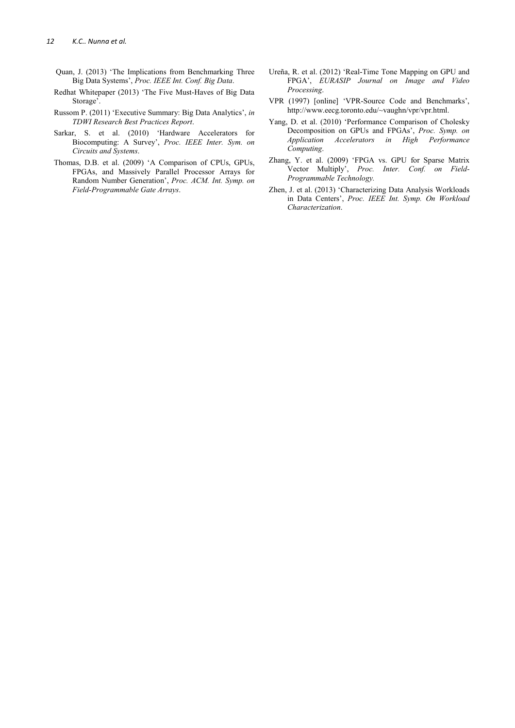Quan, J. (2013) 'The Implications from Benchmarking Three Big Data Systems', *Proc. IEEE Int. Conf. Big Data*.

Redhat Whitepaper (2013) 'The Five Must-Haves of Big Data Storage'.

Russom P. (2011) 'Executive Summary: Big Data Analytics', *in TDWI Research Best Practices Report*.

Sarkar, S. et al. (2010) 'Hardware Accelerators for Biocomputing: A Survey', *Proc. IEEE Inter. Sym. on Circuits and Systems*.

Thomas, D.B. et al. (2009) 'A Comparison of CPUs, GPUs, FPGAs, and Massively Parallel Processor Arrays for Random Number Generation', *Proc. ACM. Int. Symp. on Field-Programmable Gate Arrays*.

Ureña, R. et al. (2012) 'Real-Time Tone Mapping on GPU and FPGA', *EURASIP Journal on Image and Video Processing*.

VPR (1997) [online] 'VPR-Source Code and Benchmarks', http://www.eecg.toronto.edu/~vaughn/vpr/vpr.html.

Yang, D. et al. (2010) 'Performance Comparison of Cholesky Decomposition on GPUs and FPGAs', *Proc. Symp. on Application Accelerators in High Performance Computing*.

Zhang, Y. et al. (2009) 'FPGA vs. GPU for Sparse Matrix Vector Multiply', *Proc. Inter. Conf. on Field-Programmable Technology.*

Zhen, J. et al. (2013) 'Characterizing Data Analysis Workloads in Data Centers', *Proc. IEEE Int. Symp. On Workload Characterization*.